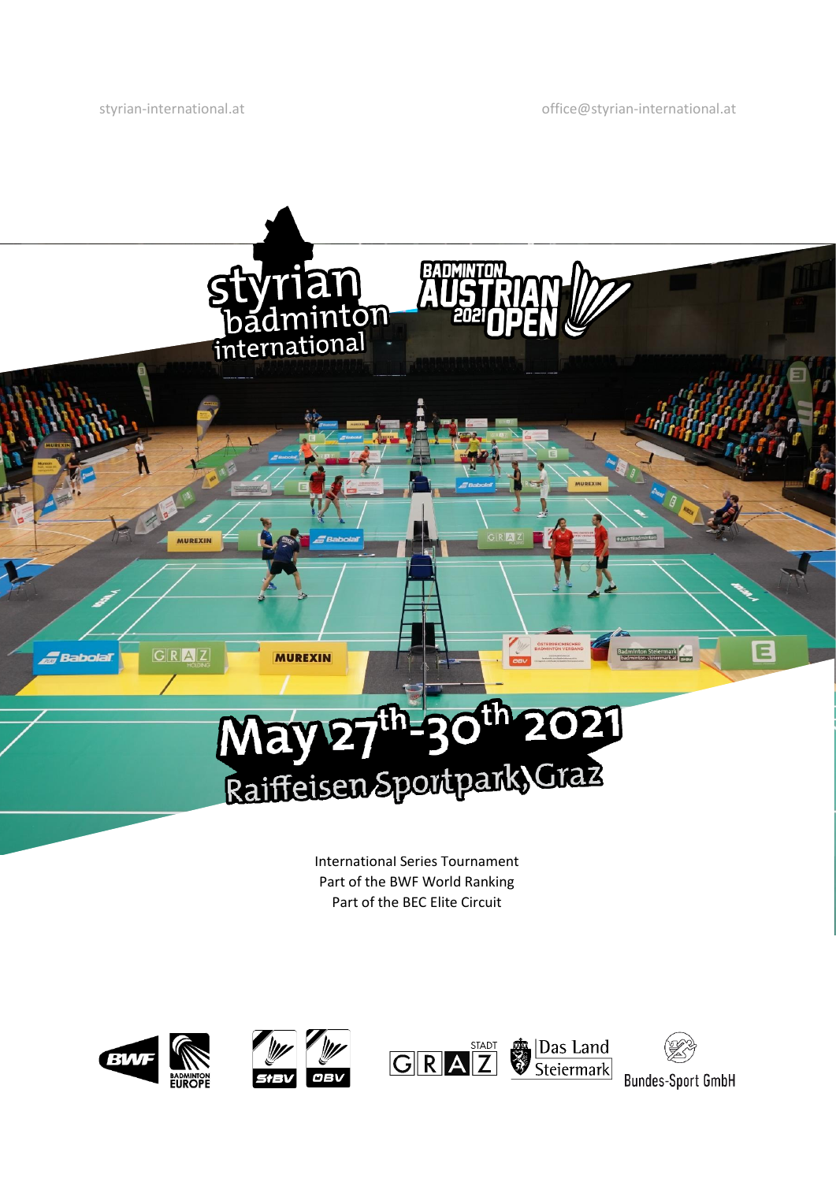styrian-international.at

office@styrian-international.at

# styrian badminton international

# Badminton Austrian Open 2021

## May 27th-30th 2021

## Raiffeisen Sportpark, Graz

International Series Tournament
Part of the BWF World Ranking
Part of the BEC Elite Circuit

BWF · Badminton Europe · StBV · ÖBV · Stadt Graz · Das Land Steiermark · Bundes-Sport GmbH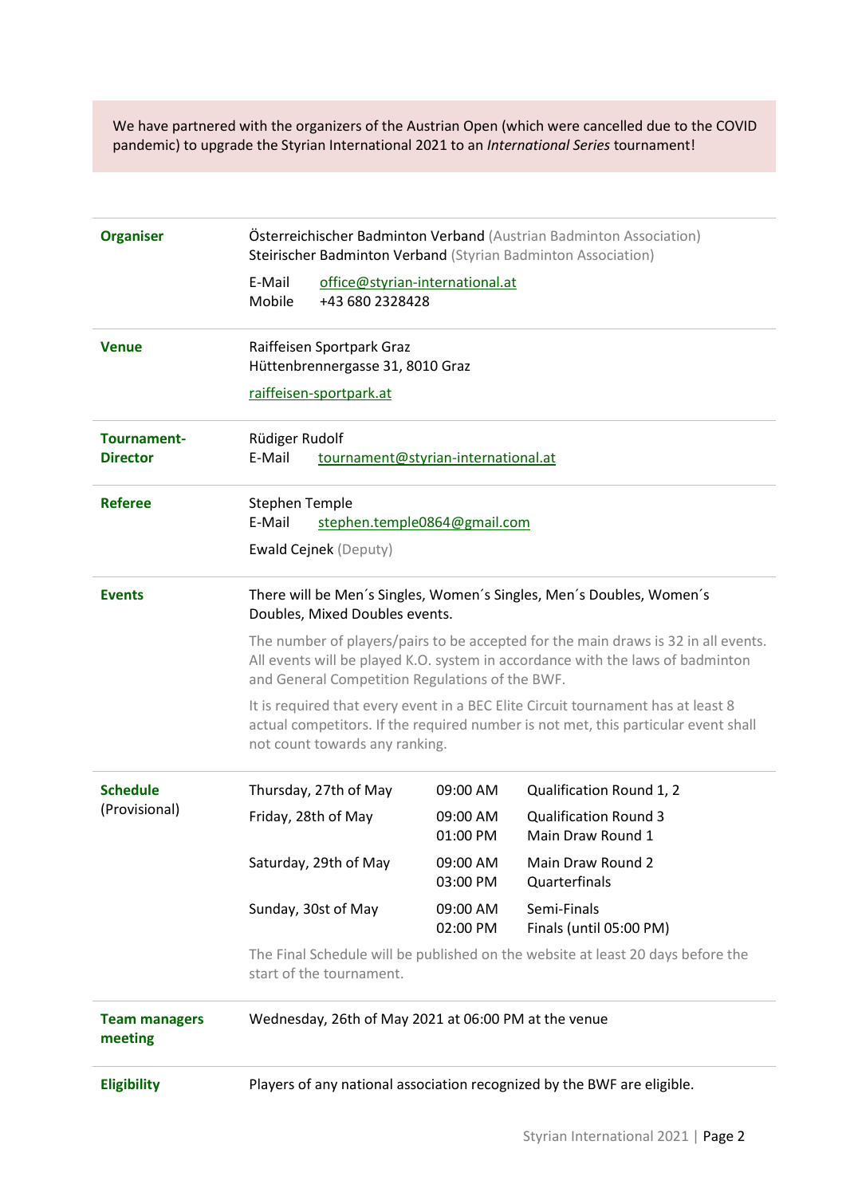We have partnered with the organizers of the Austrian Open (which were cancelled due to the COVID pandemic) to upgrade the Styrian International 2021 to an *International Series* tournament!

**Organiser**

Österreichischer Badminton Verband (Austrian Badminton Association)
Steirischer Badminton Verband (Styrian Badminton Association)

E-Mail office@styrian-international.at
Mobile +43 680 2328428

**Venue**

Raiffeisen Sportpark Graz
Hüttenbrennergasse 31, 8010 Graz

raiffeisen-sportpark.at

**Tournament-Director**

Rüdiger Rudolf
E-Mail tournament@styrian-international.at

**Referee**

Stephen Temple
E-Mail stephen.temple0864@gmail.com

Ewald Cejnek (Deputy)

**Events**

There will be Men´s Singles, Women´s Singles, Men´s Doubles, Women´s Doubles, Mixed Doubles events.

The number of players/pairs to be accepted for the main draws is 32 in all events. All events will be played K.O. system in accordance with the laws of badminton and General Competition Regulations of the BWF.

It is required that every event in a BEC Elite Circuit tournament has at least 8 actual competitors. If the required number is not met, this particular event shall not count towards any ranking.

**Schedule** (Provisional)

| Day | Time | Round |
|---|---|---|
| Thursday, 27th of May | 09:00 AM | Qualification Round 1, 2 |
| Friday, 28th of May | 09:00 AM | Qualification Round 3 |
| | 01:00 PM | Main Draw Round 1 |
| Saturday, 29th of May | 09:00 AM | Main Draw Round 2 |
| | 03:00 PM | Quarterfinals |
| Sunday, 30st of May | 09:00 AM | Semi-Finals |
| | 02:00 PM | Finals (until 05:00 PM) |

The Final Schedule will be published on the website at least 20 days before the start of the tournament.

**Team managers meeting**

Wednesday, 26th of May 2021 at 06:00 PM at the venue

**Eligibility**

Players of any national association recognized by the BWF are eligible.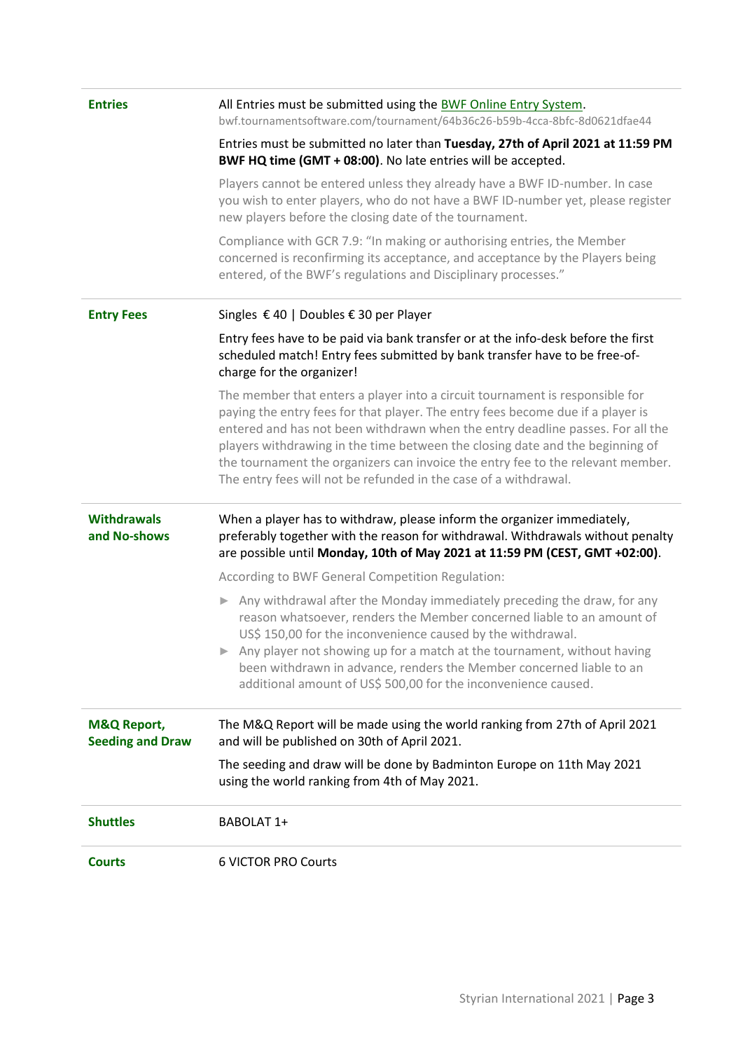**Entries**

All Entries must be submitted using the [BWF Online Entry System](bwf.tournamentsoftware.com/tournament/64b36c26-b59b-4cca-8bfc-8d0621dfae44).
bwf.tournamentsoftware.com/tournament/64b36c26-b59b-4cca-8bfc-8d0621dfae44

Entries must be submitted no later than **Tuesday, 27th of April 2021 at 11:59 PM BWF HQ time (GMT + 08:00)**. No late entries will be accepted.

Players cannot be entered unless they already have a BWF ID-number. In case you wish to enter players, who do not have a BWF ID-number yet, please register new players before the closing date of the tournament.

Compliance with GCR 7.9: "In making or authorising entries, the Member concerned is reconfirming its acceptance, and acceptance by the Players being entered, of the BWF's regulations and Disciplinary processes."

**Entry Fees**

Singles € 40 | Doubles € 30 per Player

Entry fees have to be paid via bank transfer or at the info-desk before the first scheduled match! Entry fees submitted by bank transfer have to be free-of-charge for the organizer!

The member that enters a player into a circuit tournament is responsible for paying the entry fees for that player. The entry fees become due if a player is entered and has not been withdrawn when the entry deadline passes. For all the players withdrawing in the time between the closing date and the beginning of the tournament the organizers can invoice the entry fee to the relevant member. The entry fees will not be refunded in the case of a withdrawal.

**Withdrawals and No-shows**

When a player has to withdraw, please inform the organizer immediately, preferably together with the reason for withdrawal. Withdrawals without penalty are possible until **Monday, 10th of May 2021 at 11:59 PM (CEST, GMT +02:00)**.

According to BWF General Competition Regulation:

- Any withdrawal after the Monday immediately preceding the draw, for any reason whatsoever, renders the Member concerned liable to an amount of US$ 150,00 for the inconvenience caused by the withdrawal.
- Any player not showing up for a match at the tournament, without having been withdrawn in advance, renders the Member concerned liable to an additional amount of US$ 500,00 for the inconvenience caused.

**M&Q Report, Seeding and Draw**

The M&Q Report will be made using the world ranking from 27th of April 2021 and will be published on 30th of April 2021.

The seeding and draw will be done by Badminton Europe on 11th May 2021 using the world ranking from 4th of May 2021.

**Shuttles**

BABOLAT 1+

**Courts**

6 VICTOR PRO Courts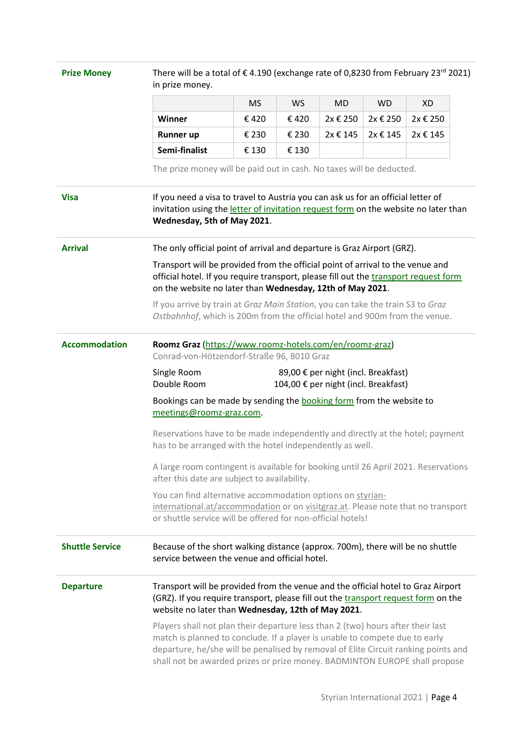**Prize Money**

There will be a total of € 4.190 (exchange rate of 0,8230 from February 23rd 2021) in prize money.

| | MS | WS | MD | WD | XD |
|---|---|---|---|---|---|
| **Winner** | € 420 | € 420 | 2x € 250 | 2x € 250 | 2x € 250 |
| **Runner up** | € 230 | € 230 | 2x € 145 | 2x € 145 | 2x € 145 |
| **Semi-finalist** | € 130 | € 130 | | | |

The prize money will be paid out in cash. No taxes will be deducted.

**Visa**

If you need a visa to travel to Austria you can ask us for an official letter of invitation using the letter of invitation request form on the website no later than **Wednesday, 5th of May 2021**.

**Arrival**

The only official point of arrival and departure is Graz Airport (GRZ).

Transport will be provided from the official point of arrival to the venue and official hotel. If you require transport, please fill out the transport request form on the website no later than **Wednesday, 12th of May 2021**.

If you arrive by train at *Graz Main Station*, you can take the train S3 to *Graz Ostbahnhof*, which is 200m from the official hotel and 900m from the venue.

**Accommodation**

**Roomz Graz** (https://www.roomz-hotels.com/en/roomz-graz)
Conrad-von-Hötzendorf-Straße 96, 8010 Graz

Single Room 89,00 € per night (incl. Breakfast)
Double Room 104,00 € per night (incl. Breakfast)

Bookings can be made by sending the booking form from the website to meetings@roomz-graz.com.

Reservations have to be made independently and directly at the hotel; payment has to be arranged with the hotel independently as well.

A large room contingent is available for booking until 26 April 2021. Reservations after this date are subject to availability.

You can find alternative accommodation options on styrian-international.at/accommodation or on visitgraz.at. Please note that no transport or shuttle service will be offered for non-official hotels!

**Shuttle Service**

Because of the short walking distance (approx. 700m), there will be no shuttle service between the venue and official hotel.

**Departure**

Transport will be provided from the venue and the official hotel to Graz Airport (GRZ). If you require transport, please fill out the transport request form on the website no later than **Wednesday, 12th of May 2021**.

Players shall not plan their departure less than 2 (two) hours after their last match is planned to conclude. If a player is unable to compete due to early departure, he/she will be penalised by removal of Elite Circuit ranking points and shall not be awarded prizes or prize money. BADMINTON EUROPE shall propose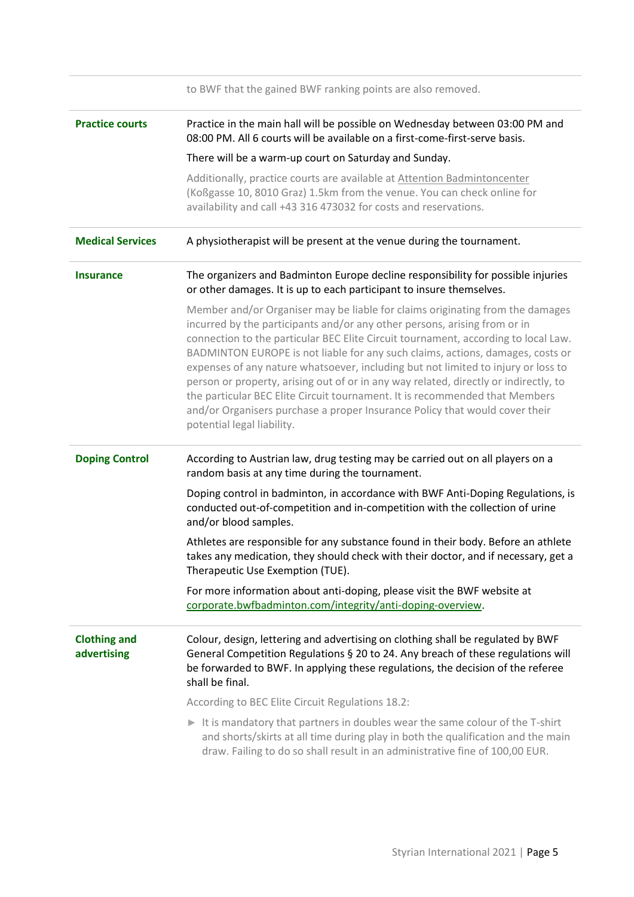| | |
|---|---|
| | to BWF that the gained BWF ranking points are also removed. |
| **Practice courts** | Practice in the main hall will be possible on Wednesday between 03:00 PM and 08:00 PM. All 6 courts will be available on a first-come-first-serve basis.<br><br>There will be a warm-up court on Saturday and Sunday.<br><br>Additionally, practice courts are available at Attention Badmintoncenter (Koßgasse 10, 8010 Graz) 1.5km from the venue. You can check online for availability and call +43 316 473032 for costs and reservations. |
| **Medical Services** | A physiotherapist will be present at the venue during the tournament. |
| **Insurance** | The organizers and Badminton Europe decline responsibility for possible injuries or other damages. It is up to each participant to insure themselves.<br><br>Member and/or Organiser may be liable for claims originating from the damages incurred by the participants and/or any other persons, arising from or in connection to the particular BEC Elite Circuit tournament, according to local Law. BADMINTON EUROPE is not liable for any such claims, actions, damages, costs or expenses of any nature whatsoever, including but not limited to injury or loss to person or property, arising out of or in any way related, directly or indirectly, to the particular BEC Elite Circuit tournament. It is recommended that Members and/or Organisers purchase a proper Insurance Policy that would cover their potential legal liability. |
| **Doping Control** | According to Austrian law, drug testing may be carried out on all players on a random basis at any time during the tournament.<br><br>Doping control in badminton, in accordance with BWF Anti-Doping Regulations, is conducted out-of-competition and in-competition with the collection of urine and/or blood samples.<br><br>Athletes are responsible for any substance found in their body. Before an athlete takes any medication, they should check with their doctor, and if necessary, get a Therapeutic Use Exemption (TUE).<br><br>For more information about anti-doping, please visit the BWF website at corporate.bwfbadminton.com/integrity/anti-doping-overview. |
| **Clothing and advertising** | Colour, design, lettering and advertising on clothing shall be regulated by BWF General Competition Regulations § 20 to 24. Any breach of these regulations will be forwarded to BWF. In applying these regulations, the decision of the referee shall be final.<br><br>According to BEC Elite Circuit Regulations 18.2:<br><br>► It is mandatory that partners in doubles wear the same colour of the T-shirt and shorts/skirts at all time during play in both the qualification and the main draw. Failing to do so shall result in an administrative fine of 100,00 EUR. |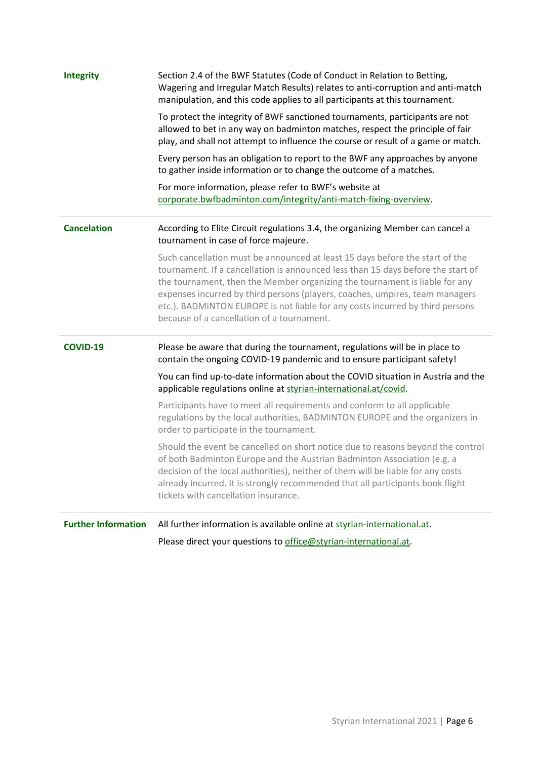| | |
|---|---|
| **Integrity** | Section 2.4 of the BWF Statutes (Code of Conduct in Relation to Betting, Wagering and Irregular Match Results) relates to anti-corruption and anti-match manipulation, and this code applies to all participants at this tournament.<br><br>To protect the integrity of BWF sanctioned tournaments, participants are not allowed to bet in any way on badminton matches, respect the principle of fair play, and shall not attempt to influence the course or result of a game or match.<br><br>Every person has an obligation to report to the BWF any approaches by anyone to gather inside information or to change the outcome of a matches.<br><br>For more information, please refer to BWF's website at corporate.bwfbadminton.com/integrity/anti-match-fixing-overview. |
| **Cancelation** | According to Elite Circuit regulations 3.4, the organizing Member can cancel a tournament in case of force majeure.<br><br>Such cancellation must be announced at least 15 days before the start of the tournament. If a cancellation is announced less than 15 days before the start of the tournament, then the Member organizing the tournament is liable for any expenses incurred by third persons (players, coaches, umpires, team managers etc.). BADMINTON EUROPE is not liable for any costs incurred by third persons because of a cancellation of a tournament. |
| **COVID-19** | Please be aware that during the tournament, regulations will be in place to contain the ongoing COVID-19 pandemic and to ensure participant safety!<br><br>You can find up-to-date information about the COVID situation in Austria and the applicable regulations online at styrian-international.at/covid.<br><br>Participants have to meet all requirements and conform to all applicable regulations by the local authorities, BADMINTON EUROPE and the organizers in order to participate in the tournament.<br><br>Should the event be cancelled on short notice due to reasons beyond the control of both Badminton Europe and the Austrian Badminton Association (e.g. a decision of the local authorities), neither of them will be liable for any costs already incurred. It is strongly recommended that all participants book flight tickets with cancellation insurance. |
| **Further Information** | All further information is available online at styrian-international.at.<br><br>Please direct your questions to office@styrian-international.at. |